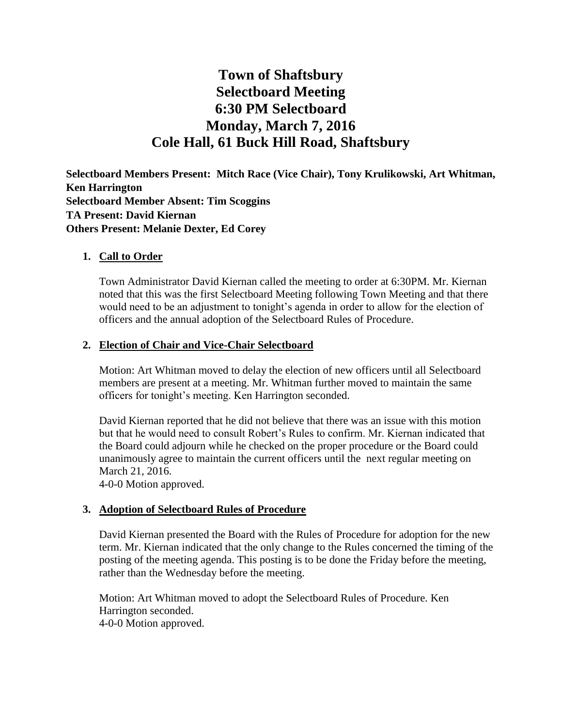# Town of Shaftsbury
# Selectboard Meeting
# 6:30 PM Selectboard
# Monday, March 7, 2016
# Cole Hall, 61 Buck Hill Road, Shaftsbury

**Selectboard Members Present: Mitch Race (Vice Chair), Tony Krulikowski, Art Whitman, Ken Harrington**
**Selectboard Member Absent: Tim Scoggins**
**TA Present: David Kiernan**
**Others Present: Melanie Dexter, Ed Corey**

1. **Call to Order**

   Town Administrator David Kiernan called the meeting to order at 6:30PM. Mr. Kiernan noted that this was the first Selectboard Meeting following Town Meeting and that there would need to be an adjustment to tonight's agenda in order to allow for the election of officers and the annual adoption of the Selectboard Rules of Procedure.

2. **Election of Chair and Vice-Chair Selectboard**

   Motion: Art Whitman moved to delay the election of new officers until all Selectboard members are present at a meeting. Mr. Whitman further moved to maintain the same officers for tonight's meeting. Ken Harrington seconded.

   David Kiernan reported that he did not believe that there was an issue with this motion but that he would need to consult Robert's Rules to confirm. Mr. Kiernan indicated that the Board could adjourn while he checked on the proper procedure or the Board could unanimously agree to maintain the current officers until the next regular meeting on March 21, 2016.
   4-0-0 Motion approved.

3. **Adoption of Selectboard Rules of Procedure**

   David Kiernan presented the Board with the Rules of Procedure for adoption for the new term. Mr. Kiernan indicated that the only change to the Rules concerned the timing of the posting of the meeting agenda. This posting is to be done the Friday before the meeting, rather than the Wednesday before the meeting.

   Motion: Art Whitman moved to adopt the Selectboard Rules of Procedure. Ken Harrington seconded.
   4-0-0 Motion approved.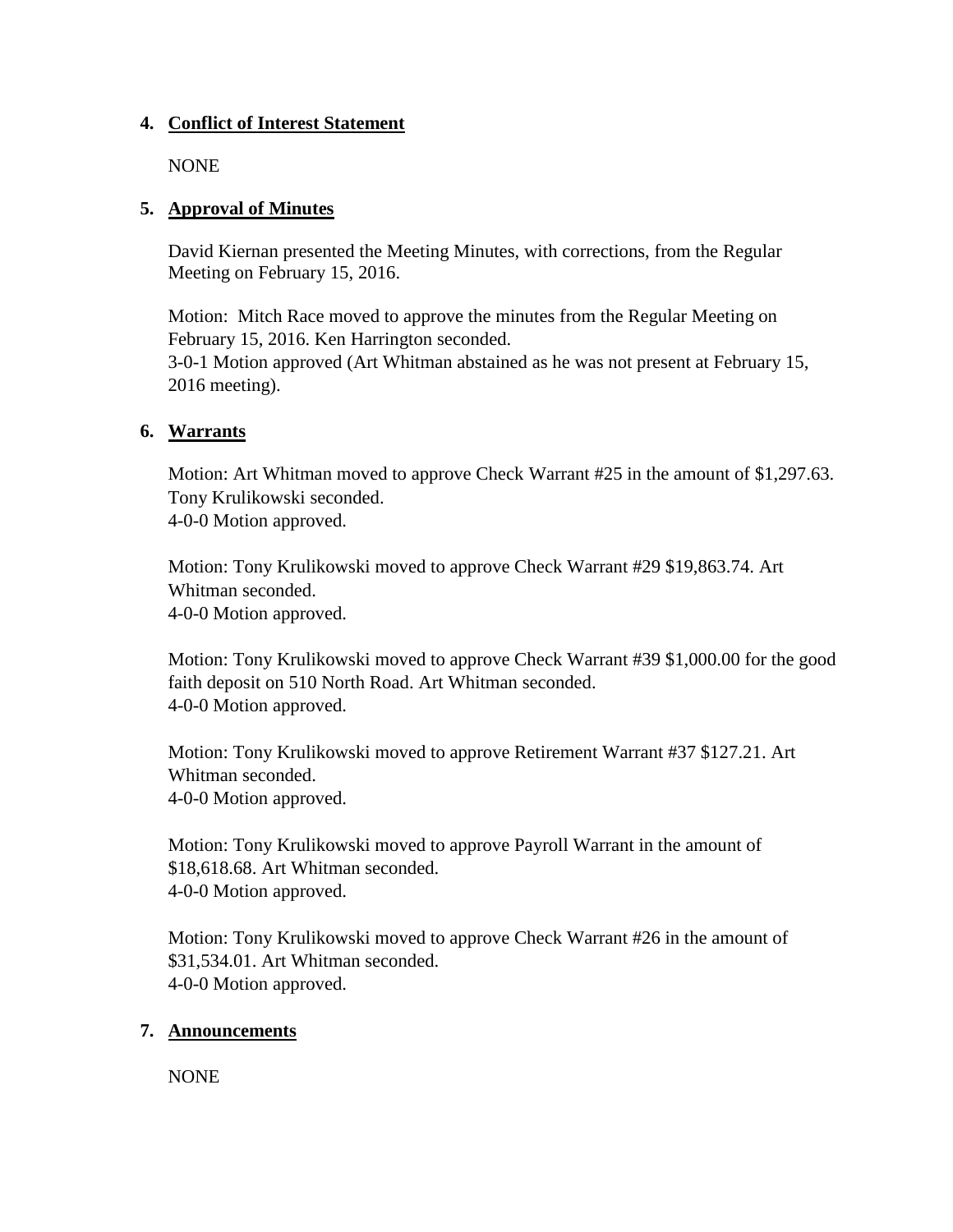4. **Conflict of Interest Statement**

   NONE

5. **Approval of Minutes**

   David Kiernan presented the Meeting Minutes, with corrections, from the Regular Meeting on February 15, 2016.

   Motion: Mitch Race moved to approve the minutes from the Regular Meeting on February 15, 2016. Ken Harrington seconded.
   3-0-1 Motion approved (Art Whitman abstained as he was not present at February 15, 2016 meeting).

6. **Warrants**

   Motion: Art Whitman moved to approve Check Warrant #25 in the amount of $1,297.63. Tony Krulikowski seconded.
   4-0-0 Motion approved.

   Motion: Tony Krulikowski moved to approve Check Warrant #29 $19,863.74. Art Whitman seconded.
   4-0-0 Motion approved.

   Motion: Tony Krulikowski moved to approve Check Warrant #39 $1,000.00 for the good faith deposit on 510 North Road. Art Whitman seconded.
   4-0-0 Motion approved.

   Motion: Tony Krulikowski moved to approve Retirement Warrant #37 $127.21. Art Whitman seconded.
   4-0-0 Motion approved.

   Motion: Tony Krulikowski moved to approve Payroll Warrant in the amount of $18,618.68. Art Whitman seconded.
   4-0-0 Motion approved.

   Motion: Tony Krulikowski moved to approve Check Warrant #26 in the amount of $31,534.01. Art Whitman seconded.
   4-0-0 Motion approved.

7. **Announcements**

   NONE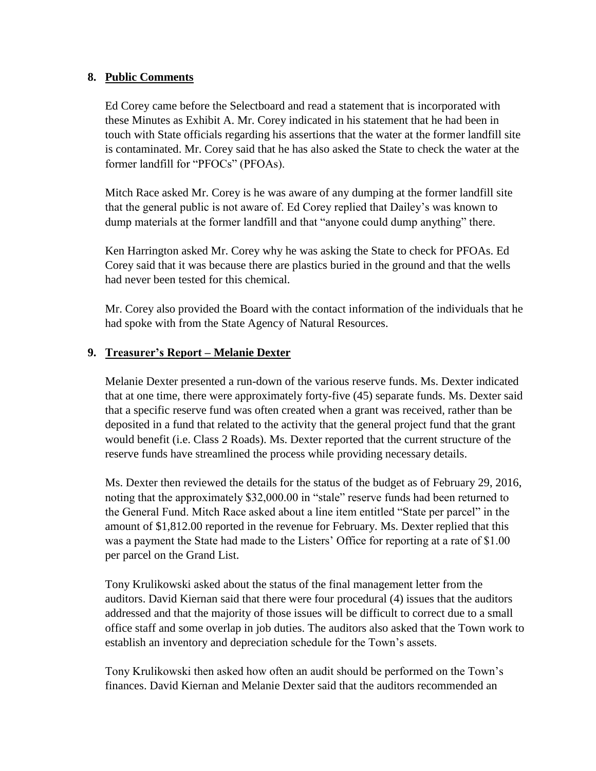8. **Public Comments**

   Ed Corey came before the Selectboard and read a statement that is incorporated with these Minutes as Exhibit A. Mr. Corey indicated in his statement that he had been in touch with State officials regarding his assertions that the water at the former landfill site is contaminated. Mr. Corey said that he has also asked the State to check the water at the former landfill for "PFOCs" (PFOAs).

   Mitch Race asked Mr. Corey is he was aware of any dumping at the former landfill site that the general public is not aware of. Ed Corey replied that Dailey's was known to dump materials at the former landfill and that "anyone could dump anything" there.

   Ken Harrington asked Mr. Corey why he was asking the State to check for PFOAs. Ed Corey said that it was because there are plastics buried in the ground and that the wells had never been tested for this chemical.

   Mr. Corey also provided the Board with the contact information of the individuals that he had spoke with from the State Agency of Natural Resources.

9. **Treasurer's Report – Melanie Dexter**

   Melanie Dexter presented a run-down of the various reserve funds. Ms. Dexter indicated that at one time, there were approximately forty-five (45) separate funds. Ms. Dexter said that a specific reserve fund was often created when a grant was received, rather than be deposited in a fund that related to the activity that the general project fund that the grant would benefit (i.e. Class 2 Roads). Ms. Dexter reported that the current structure of the reserve funds have streamlined the process while providing necessary details.

   Ms. Dexter then reviewed the details for the status of the budget as of February 29, 2016, noting that the approximately $32,000.00 in "stale" reserve funds had been returned to the General Fund. Mitch Race asked about a line item entitled "State per parcel" in the amount of $1,812.00 reported in the revenue for February. Ms. Dexter replied that this was a payment the State had made to the Listers' Office for reporting at a rate of $1.00 per parcel on the Grand List.

   Tony Krulikowski asked about the status of the final management letter from the auditors. David Kiernan said that there were four procedural (4) issues that the auditors addressed and that the majority of those issues will be difficult to correct due to a small office staff and some overlap in job duties. The auditors also asked that the Town work to establish an inventory and depreciation schedule for the Town's assets.

   Tony Krulikowski then asked how often an audit should be performed on the Town's finances. David Kiernan and Melanie Dexter said that the auditors recommended an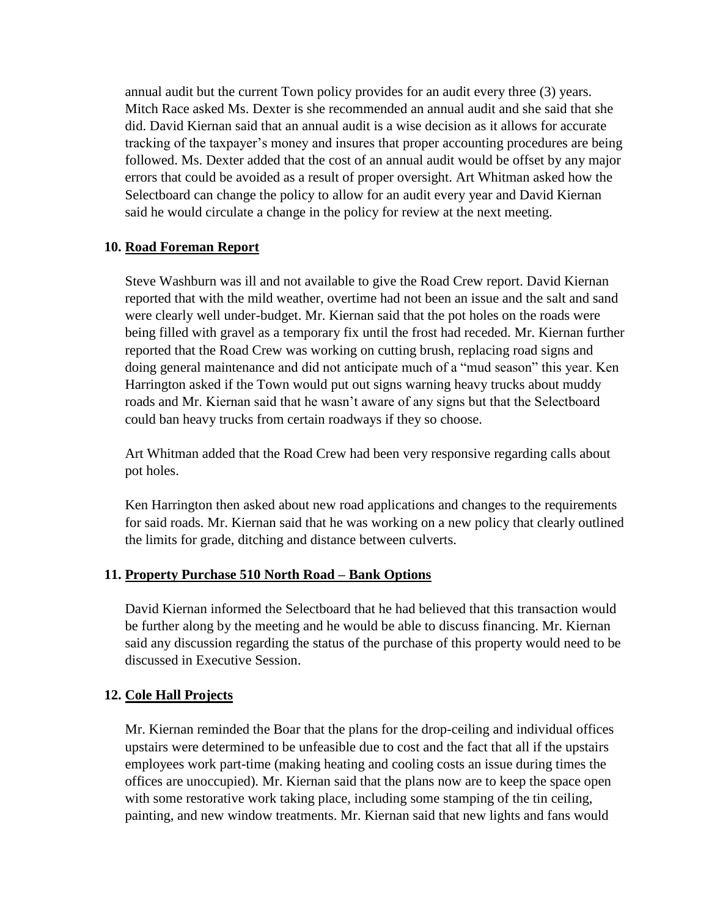annual audit but the current Town policy provides for an audit every three (3) years. Mitch Race asked Ms. Dexter is she recommended an annual audit and she said that she did. David Kiernan said that an annual audit is a wise decision as it allows for accurate tracking of the taxpayer's money and insures that proper accounting procedures are being followed. Ms. Dexter added that the cost of an annual audit would be offset by any major errors that could be avoided as a result of proper oversight. Art Whitman asked how the Selectboard can change the policy to allow for an audit every year and David Kiernan said he would circulate a change in the policy for review at the next meeting.

**10. Road Foreman Report**

Steve Washburn was ill and not available to give the Road Crew report. David Kiernan reported that with the mild weather, overtime had not been an issue and the salt and sand were clearly well under-budget. Mr. Kiernan said that the pot holes on the roads were being filled with gravel as a temporary fix until the frost had receded. Mr. Kiernan further reported that the Road Crew was working on cutting brush, replacing road signs and doing general maintenance and did not anticipate much of a "mud season" this year. Ken Harrington asked if the Town would put out signs warning heavy trucks about muddy roads and Mr. Kiernan said that he wasn't aware of any signs but that the Selectboard could ban heavy trucks from certain roadways if they so choose.

Art Whitman added that the Road Crew had been very responsive regarding calls about pot holes.

Ken Harrington then asked about new road applications and changes to the requirements for said roads. Mr. Kiernan said that he was working on a new policy that clearly outlined the limits for grade, ditching and distance between culverts.

**11. Property Purchase 510 North Road – Bank Options**

David Kiernan informed the Selectboard that he had believed that this transaction would be further along by the meeting and he would be able to discuss financing. Mr. Kiernan said any discussion regarding the status of the purchase of this property would need to be discussed in Executive Session.

**12. Cole Hall Projects**

Mr. Kiernan reminded the Boar that the plans for the drop-ceiling and individual offices upstairs were determined to be unfeasible due to cost and the fact that all if the upstairs employees work part-time (making heating and cooling costs an issue during times the offices are unoccupied). Mr. Kiernan said that the plans now are to keep the space open with some restorative work taking place, including some stamping of the tin ceiling, painting, and new window treatments. Mr. Kiernan said that new lights and fans would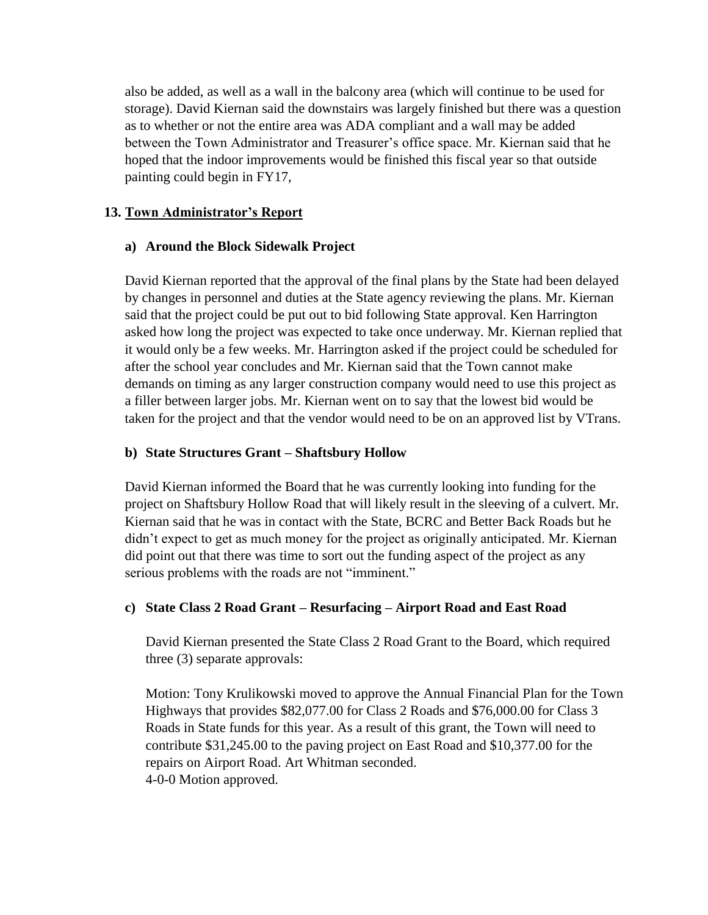also be added, as well as a wall in the balcony area (which will continue to be used for storage). David Kiernan said the downstairs was largely finished but there was a question as to whether or not the entire area was ADA compliant and a wall may be added between the Town Administrator and Treasurer's office space. Mr. Kiernan said that he hoped that the indoor improvements would be finished this fiscal year so that outside painting could begin in FY17,

## 13. Town Administrator's Report

### a) Around the Block Sidewalk Project

David Kiernan reported that the approval of the final plans by the State had been delayed by changes in personnel and duties at the State agency reviewing the plans. Mr. Kiernan said that the project could be put out to bid following State approval. Ken Harrington asked how long the project was expected to take once underway. Mr. Kiernan replied that it would only be a few weeks. Mr. Harrington asked if the project could be scheduled for after the school year concludes and Mr. Kiernan said that the Town cannot make demands on timing as any larger construction company would need to use this project as a filler between larger jobs. Mr. Kiernan went on to say that the lowest bid would be taken for the project and that the vendor would need to be on an approved list by VTrans.

### b) State Structures Grant – Shaftsbury Hollow

David Kiernan informed the Board that he was currently looking into funding for the project on Shaftsbury Hollow Road that will likely result in the sleeving of a culvert. Mr. Kiernan said that he was in contact with the State, BCRC and Better Back Roads but he didn't expect to get as much money for the project as originally anticipated. Mr. Kiernan did point out that there was time to sort out the funding aspect of the project as any serious problems with the roads are not "imminent."

### c) State Class 2 Road Grant – Resurfacing – Airport Road and East Road

David Kiernan presented the State Class 2 Road Grant to the Board, which required three (3) separate approvals:

Motion: Tony Krulikowski moved to approve the Annual Financial Plan for the Town Highways that provides $82,077.00 for Class 2 Roads and $76,000.00 for Class 3 Roads in State funds for this year. As a result of this grant, the Town will need to contribute $31,245.00 to the paving project on East Road and $10,377.00 for the repairs on Airport Road. Art Whitman seconded.
4-0-0 Motion approved.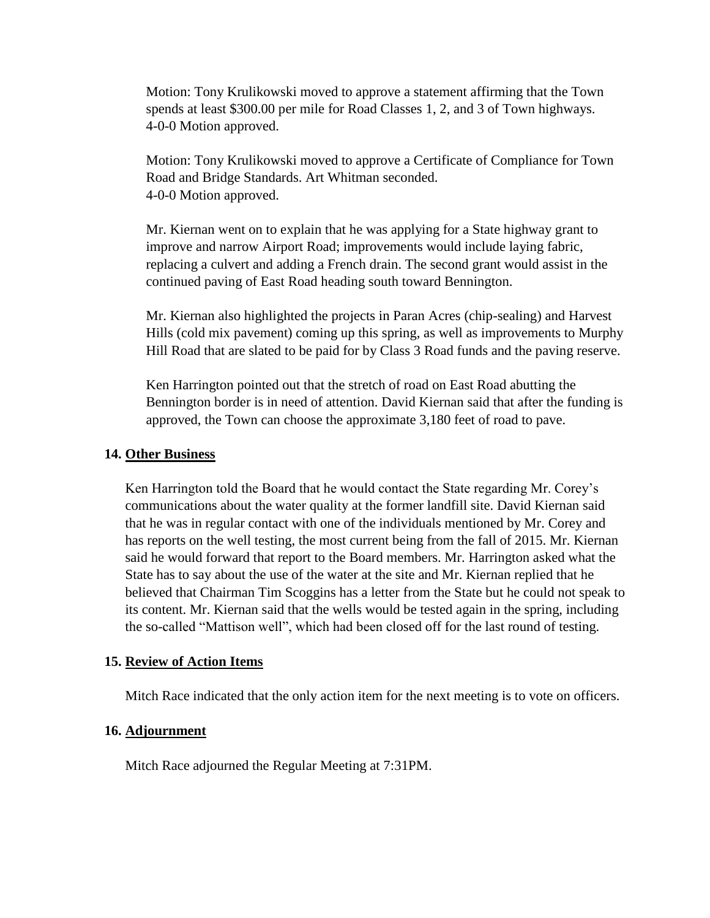Motion: Tony Krulikowski moved to approve a statement affirming that the Town spends at least $300.00 per mile for Road Classes 1, 2, and 3 of Town highways. 4-0-0 Motion approved.

Motion: Tony Krulikowski moved to approve a Certificate of Compliance for Town Road and Bridge Standards. Art Whitman seconded. 4-0-0 Motion approved.

Mr. Kiernan went on to explain that he was applying for a State highway grant to improve and narrow Airport Road; improvements would include laying fabric, replacing a culvert and adding a French drain. The second grant would assist in the continued paving of East Road heading south toward Bennington.

Mr. Kiernan also highlighted the projects in Paran Acres (chip-sealing) and Harvest Hills (cold mix pavement) coming up this spring, as well as improvements to Murphy Hill Road that are slated to be paid for by Class 3 Road funds and the paving reserve.

Ken Harrington pointed out that the stretch of road on East Road abutting the Bennington border is in need of attention. David Kiernan said that after the funding is approved, the Town can choose the approximate 3,180 feet of road to pave.

**14. Other Business**

Ken Harrington told the Board that he would contact the State regarding Mr. Corey's communications about the water quality at the former landfill site. David Kiernan said that he was in regular contact with one of the individuals mentioned by Mr. Corey and has reports on the well testing, the most current being from the fall of 2015. Mr. Kiernan said he would forward that report to the Board members. Mr. Harrington asked what the State has to say about the use of the water at the site and Mr. Kiernan replied that he believed that Chairman Tim Scoggins has a letter from the State but he could not speak to its content. Mr. Kiernan said that the wells would be tested again in the spring, including the so-called "Mattison well", which had been closed off for the last round of testing.

**15. Review of Action Items**

Mitch Race indicated that the only action item for the next meeting is to vote on officers.

**16. Adjournment**

Mitch Race adjourned the Regular Meeting at 7:31PM.